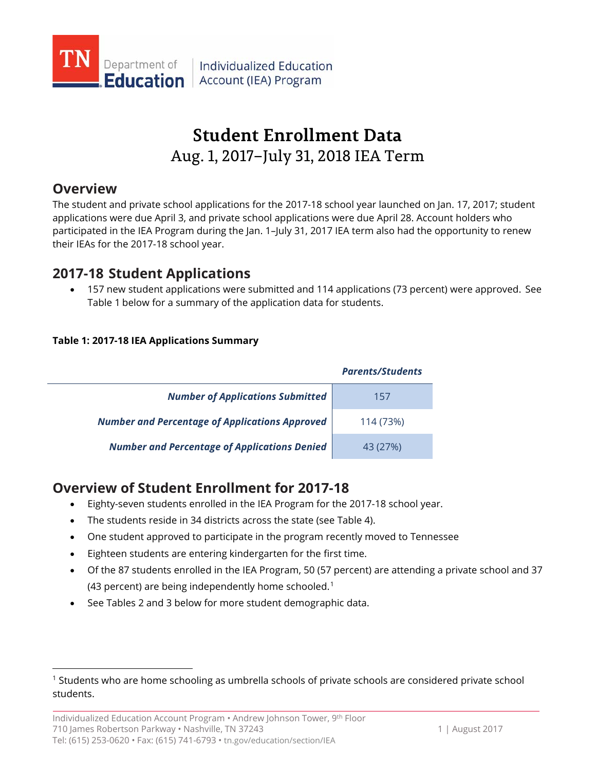Individualized Education Account (IEA) Program

# Student Enrollment Data

## Aug. 1, 2017–July 31, 2018 IEA Term

## Overview

The student and private school applications for the 2017-18 school year launched on Jan. 17, 2017; student applications were due April 3, and private school applications were due April 28. Account holders who participated in the IEA Program during the Jan. 1–July 31, 2017 IEA term also had the opportunity to renew their IEAs for the 2017-18 school year.

## 2017-18 Student Applications

- 157 new student applications were submitted and 114 applications (73 percent) were approved. See Table 1 below for a summary of the application data for students.

**Table 1: 2017-18 IEA Applications Summary**

| | *Parents/Students* |
|---|---|
| ***Number of Applications Submitted*** | 157 |
| ***Number and Percentage of Applications Approved*** | 114 (73%) |
| ***Number and Percentage of Applications Denied*** | 43 (27%) |

## Overview of Student Enrollment for 2017-18

- Eighty-seven students enrolled in the IEA Program for the 2017-18 school year.
- The students reside in 34 districts across the state (see Table 4).
- One student approved to participate in the program recently moved to Tennessee
- Eighteen students are entering kindergarten for the first time.
- Of the 87 students enrolled in the IEA Program, 50 (57 percent) are attending a private school and 37 (43 percent) are being independently home schooled.[1]
- See Tables 2 and 3 below for more student demographic data.

[1] Students who are home schooling as umbrella schools of private schools are considered private school students.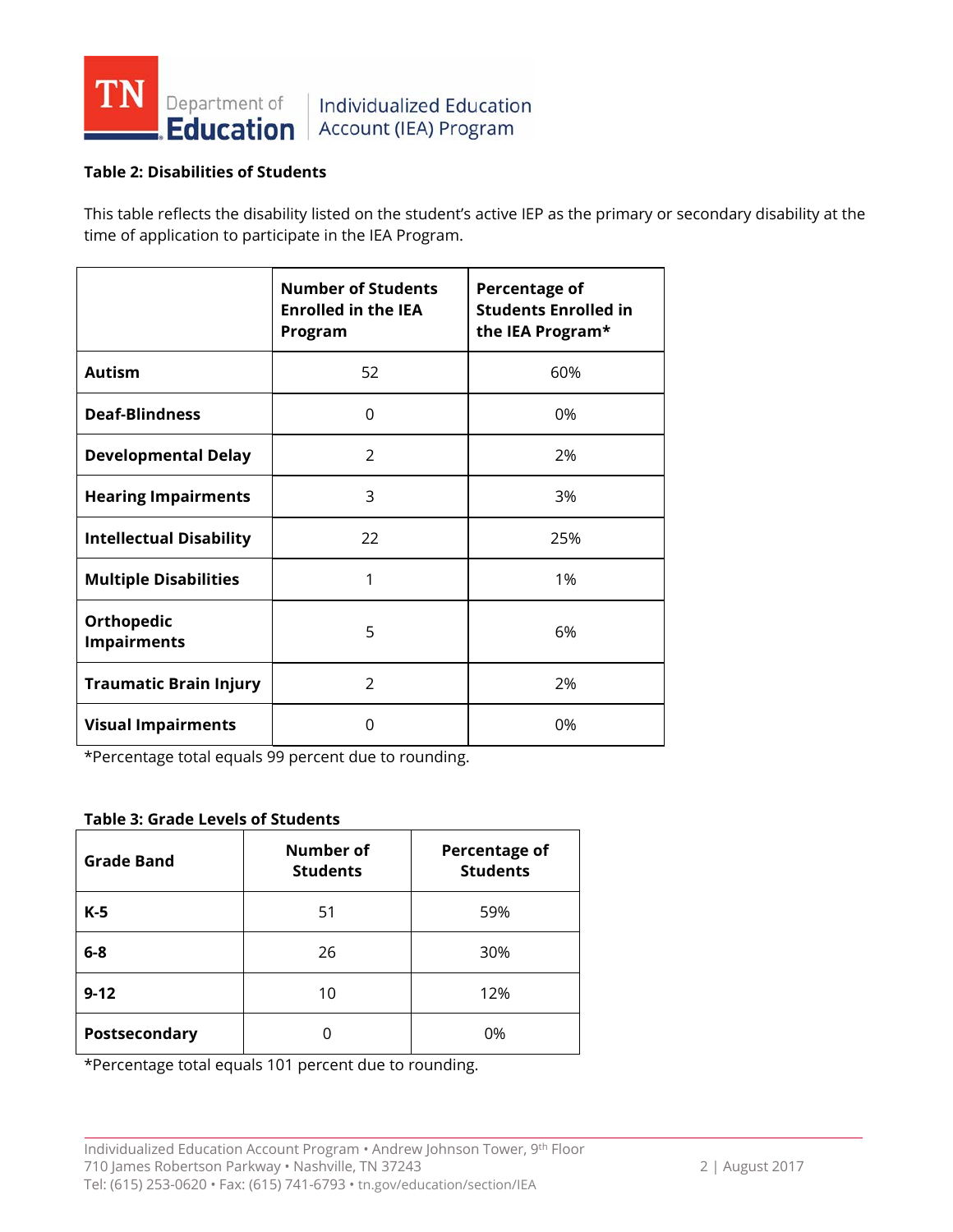**Table 2: Disabilities of Students**

This table reflects the disability listed on the student's active IEP as the primary or secondary disability at the time of application to participate in the IEA Program.

| | Number of Students Enrolled in the IEA Program | Percentage of Students Enrolled in the IEA Program* |
|---|---|---|
| **Autism** | 52 | 60% |
| **Deaf-Blindness** | 0 | 0% |
| **Developmental Delay** | 2 | 2% |
| **Hearing Impairments** | 3 | 3% |
| **Intellectual Disability** | 22 | 25% |
| **Multiple Disabilities** | 1 | 1% |
| **Orthopedic Impairments** | 5 | 6% |
| **Traumatic Brain Injury** | 2 | 2% |
| **Visual Impairments** | 0 | 0% |

*Percentage total equals 99 percent due to rounding.

**Table 3: Grade Levels of Students**

| Grade Band | Number of Students | Percentage of Students |
|---|---|---|
| **K-5** | 51 | 59% |
| **6-8** | 26 | 30% |
| **9-12** | 10 | 12% |
| **Postsecondary** | 0 | 0% |

*Percentage total equals 101 percent due to rounding.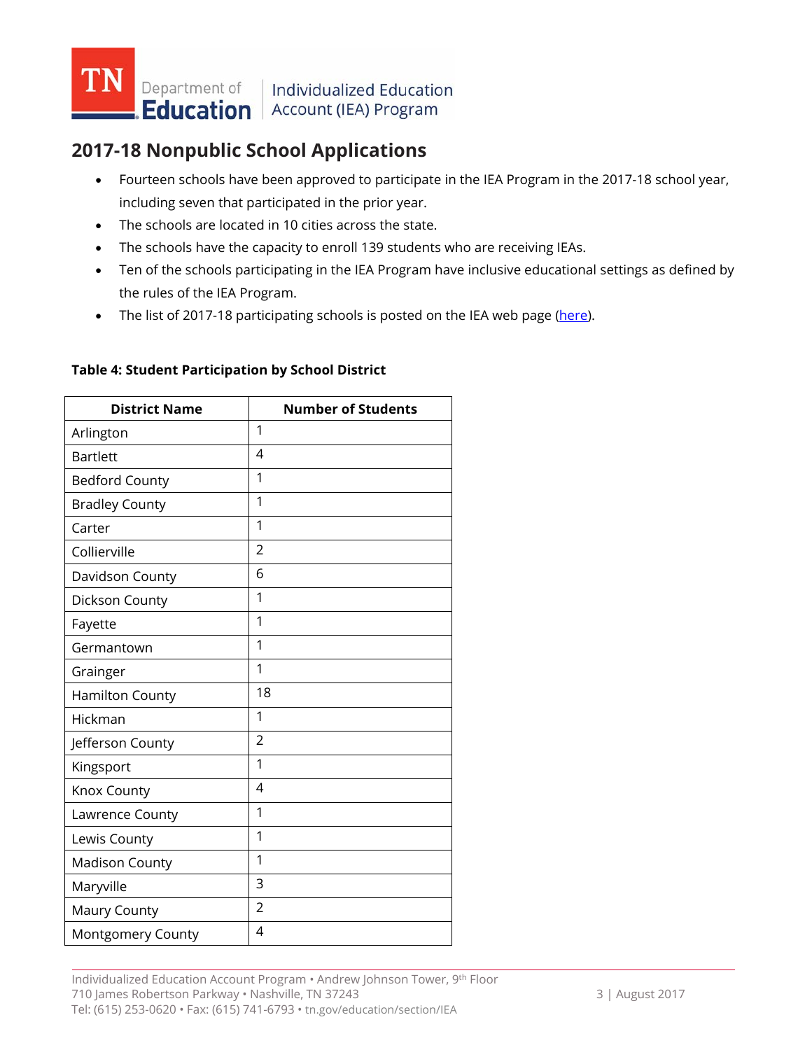## 2017-18 Nonpublic School Applications

- Fourteen schools have been approved to participate in the IEA Program in the 2017-18 school year, including seven that participated in the prior year.
- The schools are located in 10 cities across the state.
- The schools have the capacity to enroll 139 students who are receiving IEAs.
- Ten of the schools participating in the IEA Program have inclusive educational settings as defined by the rules of the IEA Program.
- The list of 2017-18 participating schools is posted on the IEA web page (here).

**Table 4: Student Participation by School District**

| District Name | Number of Students |
|---|---|
| Arlington | 1 |
| Bartlett | 4 |
| Bedford County | 1 |
| Bradley County | 1 |
| Carter | 1 |
| Collierville | 2 |
| Davidson County | 6 |
| Dickson County | 1 |
| Fayette | 1 |
| Germantown | 1 |
| Grainger | 1 |
| Hamilton County | 18 |
| Hickman | 1 |
| Jefferson County | 2 |
| Kingsport | 1 |
| Knox County | 4 |
| Lawrence County | 1 |
| Lewis County | 1 |
| Madison County | 1 |
| Maryville | 3 |
| Maury County | 2 |
| Montgomery County | 4 |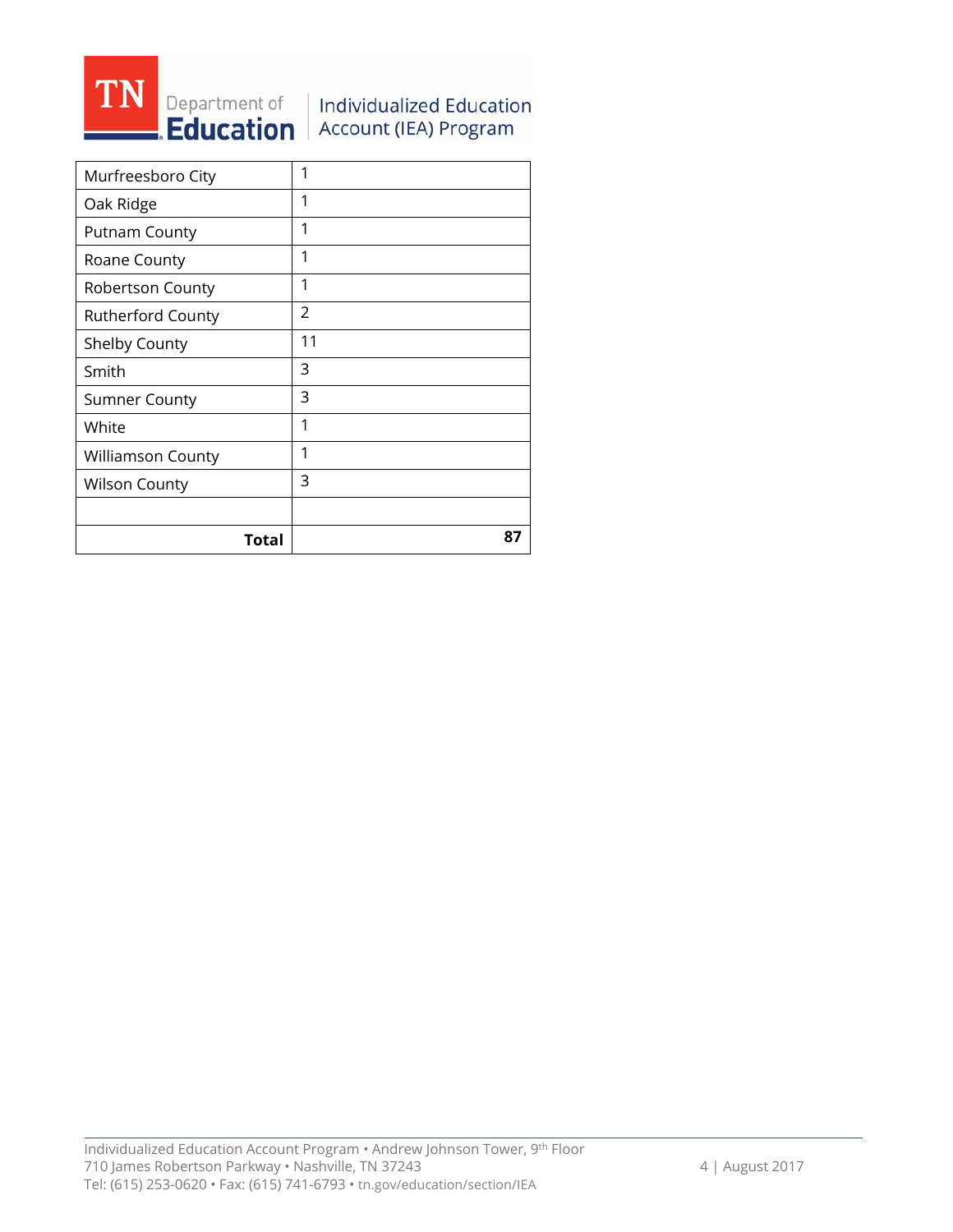| | |
|---|---|
| Murfreesboro City | 1 |
| Oak Ridge | 1 |
| Putnam County | 1 |
| Roane County | 1 |
| Robertson County | 1 |
| Rutherford County | 2 |
| Shelby County | 11 |
| Smith | 3 |
| Sumner County | 3 |
| White | 1 |
| Williamson County | 1 |
| Wilson County | 3 |
| | |
| **Total** | **87** |